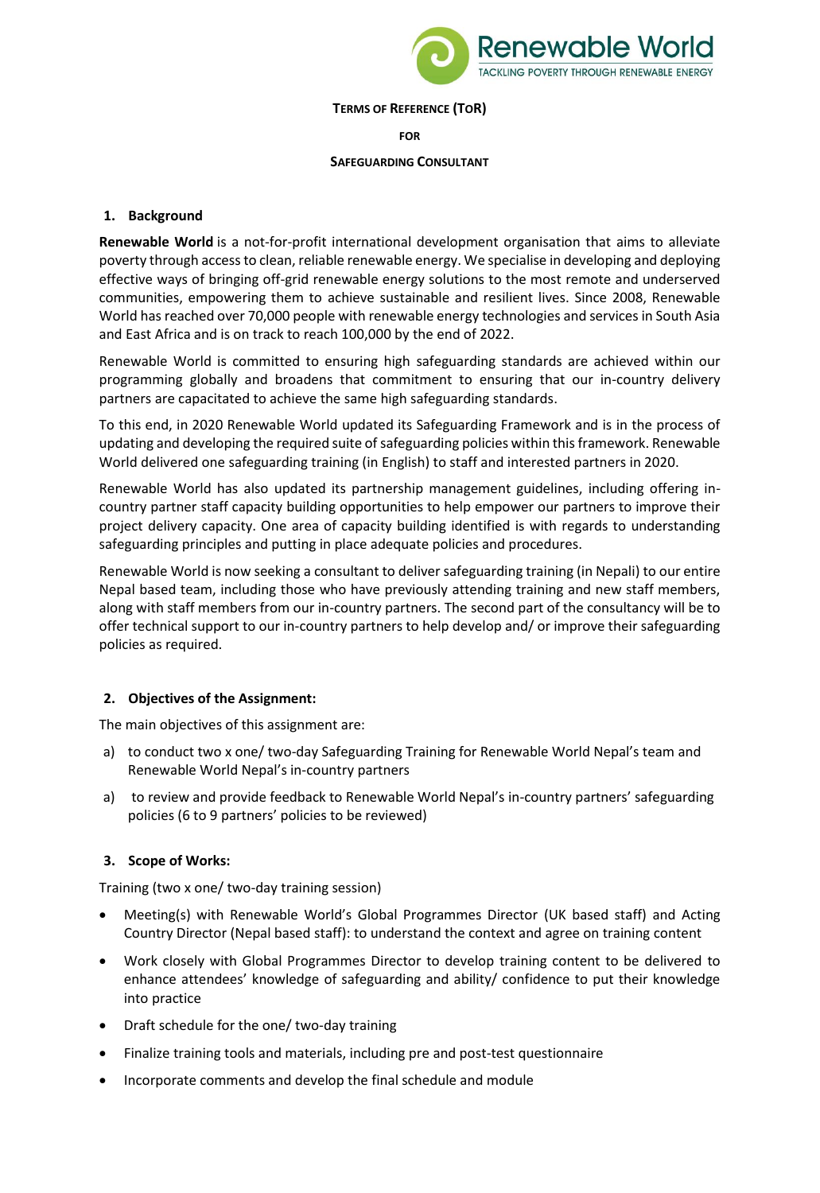Renewable World
TACKLING POVERTY THROUGH RENEWABLE ENERGY

**TERMS OF REFERENCE (TOR)**

**FOR**

**SAFEGUARDING CONSULTANT**

## 1. Background

**Renewable World** is a not-for-profit international development organisation that aims to alleviate poverty through access to clean, reliable renewable energy. We specialise in developing and deploying effective ways of bringing off-grid renewable energy solutions to the most remote and underserved communities, empowering them to achieve sustainable and resilient lives. Since 2008, Renewable World has reached over 70,000 people with renewable energy technologies and services in South Asia and East Africa and is on track to reach 100,000 by the end of 2022.

Renewable World is committed to ensuring high safeguarding standards are achieved within our programming globally and broadens that commitment to ensuring that our in-country delivery partners are capacitated to achieve the same high safeguarding standards.

To this end, in 2020 Renewable World updated its Safeguarding Framework and is in the process of updating and developing the required suite of safeguarding policies within this framework. Renewable World delivered one safeguarding training (in English) to staff and interested partners in 2020.

Renewable World has also updated its partnership management guidelines, including offering in-country partner staff capacity building opportunities to help empower our partners to improve their project delivery capacity. One area of capacity building identified is with regards to understanding safeguarding principles and putting in place adequate policies and procedures.

Renewable World is now seeking a consultant to deliver safeguarding training (in Nepali) to our entire Nepal based team, including those who have previously attending training and new staff members, along with staff members from our in-country partners. The second part of the consultancy will be to offer technical support to our in-country partners to help develop and/ or improve their safeguarding policies as required.

## 2. Objectives of the Assignment:

The main objectives of this assignment are:

a) to conduct two x one/ two-day Safeguarding Training for Renewable World Nepal's team and Renewable World Nepal's in-country partners

a) to review and provide feedback to Renewable World Nepal's in-country partners' safeguarding policies (6 to 9 partners' policies to be reviewed)

## 3. Scope of Works:

Training (two x one/ two-day training session)

- Meeting(s) with Renewable World's Global Programmes Director (UK based staff) and Acting Country Director (Nepal based staff): to understand the context and agree on training content
- Work closely with Global Programmes Director to develop training content to be delivered to enhance attendees' knowledge of safeguarding and ability/ confidence to put their knowledge into practice
- Draft schedule for the one/ two-day training
- Finalize training tools and materials, including pre and post-test questionnaire
- Incorporate comments and develop the final schedule and module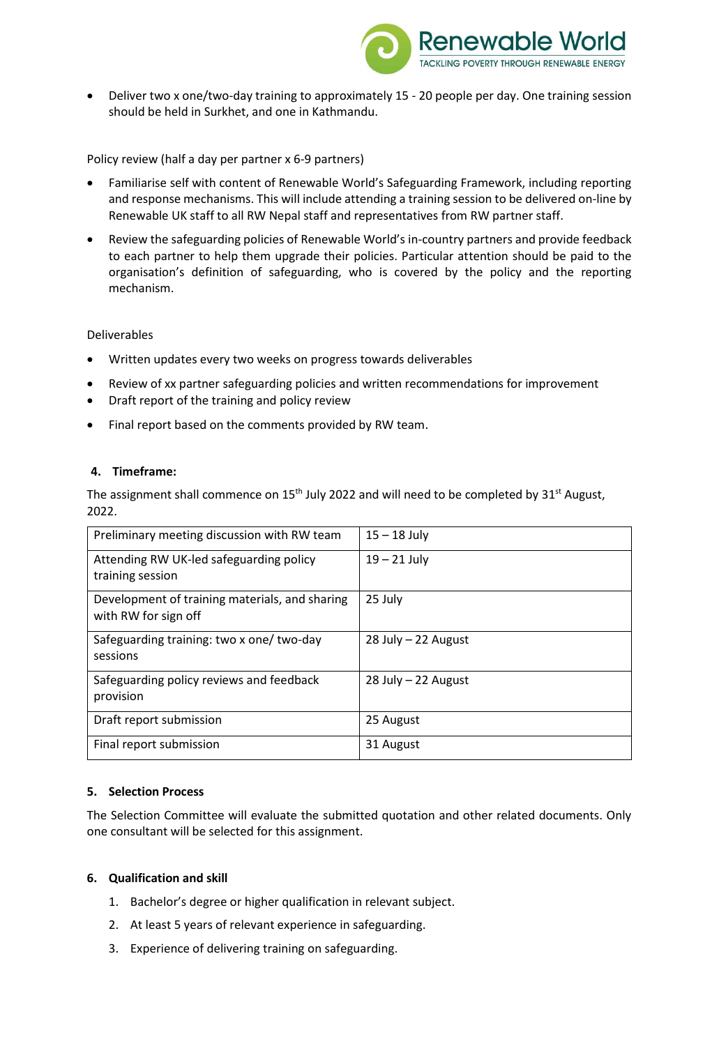- Deliver two x one/two-day training to approximately 15 - 20 people per day. One training session should be held in Surkhet, and one in Kathmandu.

Policy review (half a day per partner x 6-9 partners)

- Familiarise self with content of Renewable World's Safeguarding Framework, including reporting and response mechanisms. This will include attending a training session to be delivered on-line by Renewable UK staff to all RW Nepal staff and representatives from RW partner staff.
- Review the safeguarding policies of Renewable World's in-country partners and provide feedback to each partner to help them upgrade their policies. Particular attention should be paid to the organisation's definition of safeguarding, who is covered by the policy and the reporting mechanism.

Deliverables

- Written updates every two weeks on progress towards deliverables
- Review of xx partner safeguarding policies and written recommendations for improvement
- Draft report of the training and policy review
- Final report based on the comments provided by RW team.

## 4. Timeframe:

The assignment shall commence on 15th July 2022 and will need to be completed by 31st August, 2022.

| | |
|---|---|
| Preliminary meeting discussion with RW team | 15 – 18 July |
| Attending RW UK-led safeguarding policy training session | 19 – 21 July |
| Development of training materials, and sharing with RW for sign off | 25 July |
| Safeguarding training: two x one/ two-day sessions | 28 July – 22 August |
| Safeguarding policy reviews and feedback provision | 28 July – 22 August |
| Draft report submission | 25 August |
| Final report submission | 31 August |

## 5. Selection Process

The Selection Committee will evaluate the submitted quotation and other related documents. Only one consultant will be selected for this assignment.

## 6. Qualification and skill

1. Bachelor's degree or higher qualification in relevant subject.
2. At least 5 years of relevant experience in safeguarding.
3. Experience of delivering training on safeguarding.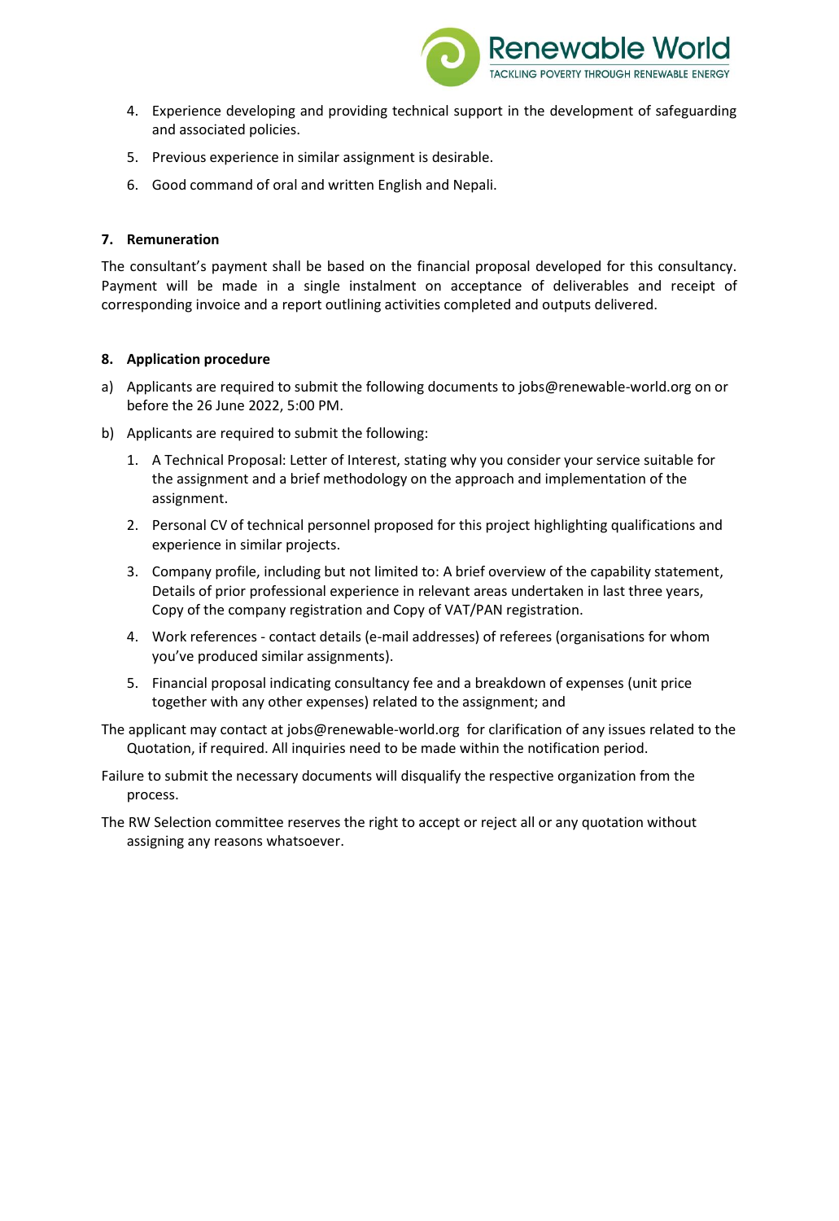4. Experience developing and providing technical support in the development of safeguarding and associated policies.
5. Previous experience in similar assignment is desirable.
6. Good command of oral and written English and Nepali.

**7. Remuneration**

The consultant's payment shall be based on the financial proposal developed for this consultancy. Payment will be made in a single instalment on acceptance of deliverables and receipt of corresponding invoice and a report outlining activities completed and outputs delivered.

**8. Application procedure**

a) Applicants are required to submit the following documents to jobs@renewable-world.org on or before the 26 June 2022, 5:00 PM.

b) Applicants are required to submit the following:

1. A Technical Proposal: Letter of Interest, stating why you consider your service suitable for the assignment and a brief methodology on the approach and implementation of the assignment.
2. Personal CV of technical personnel proposed for this project highlighting qualifications and experience in similar projects.
3. Company profile, including but not limited to: A brief overview of the capability statement, Details of prior professional experience in relevant areas undertaken in last three years, Copy of the company registration and Copy of VAT/PAN registration.
4. Work references - contact details (e-mail addresses) of referees (organisations for whom you've produced similar assignments).
5. Financial proposal indicating consultancy fee and a breakdown of expenses (unit price together with any other expenses) related to the assignment; and

The applicant may contact at jobs@renewable-world.org for clarification of any issues related to the Quotation, if required. All inquiries need to be made within the notification period.

Failure to submit the necessary documents will disqualify the respective organization from the process.

The RW Selection committee reserves the right to accept or reject all or any quotation without assigning any reasons whatsoever.